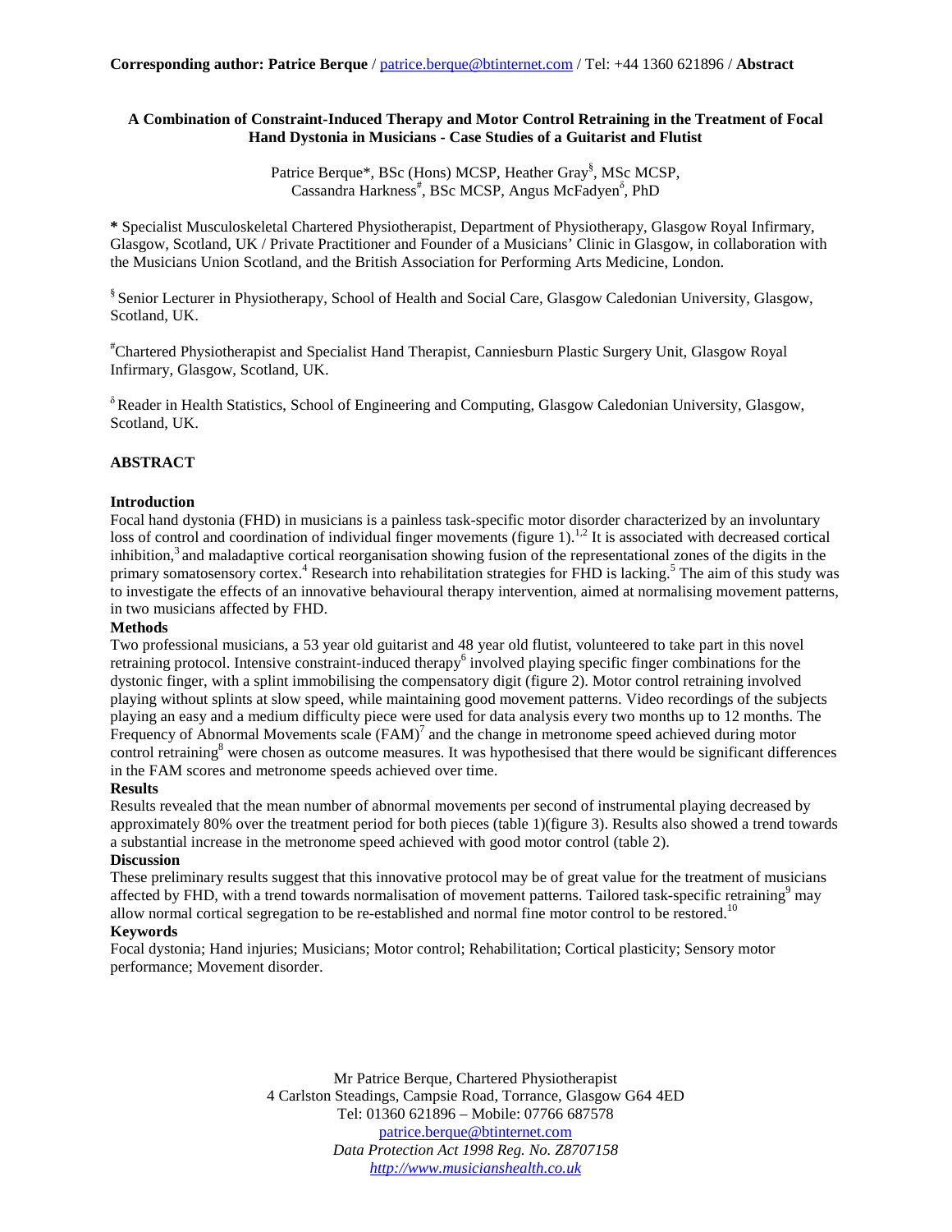**Corresponding author: Patrice Berque** / patrice.berque@btinternet.com / Tel: +44 1360 621896 / **Abstract**

# A Combination of Constraint-Induced Therapy and Motor Control Retraining in the Treatment of Focal Hand Dystonia in Musicians - Case Studies of a Guitarist and Flutist

Patrice Berque*, BSc (Hons) MCSP, Heather Gray[§], MSc MCSP, Cassandra Harkness[#], BSc MCSP, Angus McFadyen[δ], PhD

**\*** Specialist Musculoskeletal Chartered Physiotherapist, Department of Physiotherapy, Glasgow Royal Infirmary, Glasgow, Scotland, UK / Private Practitioner and Founder of a Musicians' Clinic in Glasgow, in collaboration with the Musicians Union Scotland, and the British Association for Performing Arts Medicine, London.

[§] Senior Lecturer in Physiotherapy, School of Health and Social Care, Glasgow Caledonian University, Glasgow, Scotland, UK.

[#] Chartered Physiotherapist and Specialist Hand Therapist, Canniesburn Plastic Surgery Unit, Glasgow Royal Infirmary, Glasgow, Scotland, UK.

[δ] Reader in Health Statistics, School of Engineering and Computing, Glasgow Caledonian University, Glasgow, Scotland, UK.

## ABSTRACT

### Introduction

Focal hand dystonia (FHD) in musicians is a painless task-specific motor disorder characterized by an involuntary loss of control and coordination of individual finger movements (figure 1).[1,2] It is associated with decreased cortical inhibition,[3] and maladaptive cortical reorganisation showing fusion of the representational zones of the digits in the primary somatosensory cortex.[4] Research into rehabilitation strategies for FHD is lacking.[5] The aim of this study was to investigate the effects of an innovative behavioural therapy intervention, aimed at normalising movement patterns, in two musicians affected by FHD.

### Methods

Two professional musicians, a 53 year old guitarist and 48 year old flutist, volunteered to take part in this novel retraining protocol. Intensive constraint-induced therapy[6] involved playing specific finger combinations for the dystonic finger, with a splint immobilising the compensatory digit (figure 2). Motor control retraining involved playing without splints at slow speed, while maintaining good movement patterns. Video recordings of the subjects playing an easy and a medium difficulty piece were used for data analysis every two months up to 12 months. The Frequency of Abnormal Movements scale (FAM)[7] and the change in metronome speed achieved during motor control retraining[8] were chosen as outcome measures. It was hypothesised that there would be significant differences in the FAM scores and metronome speeds achieved over time.

### Results

Results revealed that the mean number of abnormal movements per second of instrumental playing decreased by approximately 80% over the treatment period for both pieces (table 1)(figure 3). Results also showed a trend towards a substantial increase in the metronome speed achieved with good motor control (table 2).

### Discussion

These preliminary results suggest that this innovative protocol may be of great value for the treatment of musicians affected by FHD, with a trend towards normalisation of movement patterns. Tailored task-specific retraining[9] may allow normal cortical segregation to be re-established and normal fine motor control to be restored.[10]

### Keywords

Focal dystonia; Hand injuries; Musicians; Motor control; Rehabilitation; Cortical plasticity; Sensory motor performance; Movement disorder.

Mr Patrice Berque, Chartered Physiotherapist
4 Carlston Steadings, Campsie Road, Torrance, Glasgow G64 4ED
Tel: 01360 621896 – Mobile: 07766 687578
patrice.berque@btinternet.com
*Data Protection Act 1998 Reg. No. Z8707158*
*http://www.musicianshealth.co.uk*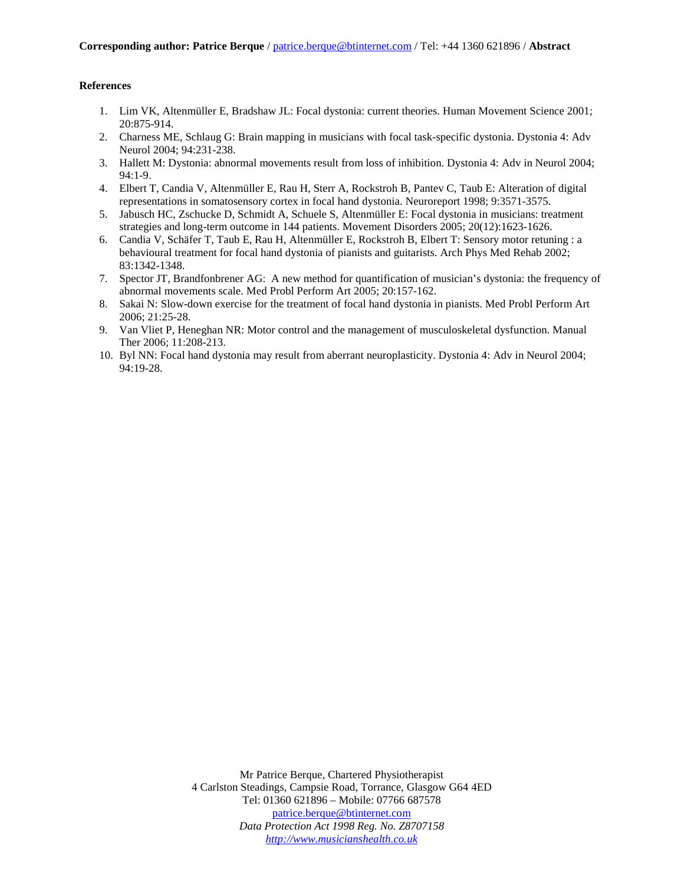**Corresponding author: Patrice Berque** / patrice.berque@btinternet.com / Tel: +44 1360 621896 / **Abstract**

**References**

1. Lim VK, Altenmüller E, Bradshaw JL: Focal dystonia: current theories. Human Movement Science 2001; 20:875-914.
2. Charness ME, Schlaug G: Brain mapping in musicians with focal task-specific dystonia. Dystonia 4: Adv Neurol 2004; 94:231-238.
3. Hallett M: Dystonia: abnormal movements result from loss of inhibition. Dystonia 4: Adv in Neurol 2004; 94:1-9.
4. Elbert T, Candia V, Altenmüller E, Rau H, Sterr A, Rockstroh B, Pantev C, Taub E: Alteration of digital representations in somatosensory cortex in focal hand dystonia. Neuroreport 1998; 9:3571-3575.
5. Jabusch HC, Zschucke D, Schmidt A, Schuele S, Altenmüller E: Focal dystonia in musicians: treatment strategies and long-term outcome in 144 patients. Movement Disorders 2005; 20(12):1623-1626.
6. Candia V, Schäfer T, Taub E, Rau H, Altenmüller E, Rockstroh B, Elbert T: Sensory motor retuning : a behavioural treatment for focal hand dystonia of pianists and guitarists. Arch Phys Med Rehab 2002; 83:1342-1348.
7. Spector JT, Brandfonbrener AG: A new method for quantification of musician's dystonia: the frequency of abnormal movements scale. Med Probl Perform Art 2005; 20:157-162.
8. Sakai N: Slow-down exercise for the treatment of focal hand dystonia in pianists. Med Probl Perform Art 2006; 21:25-28.
9. Van Vliet P, Heneghan NR: Motor control and the management of musculoskeletal dysfunction. Manual Ther 2006; 11:208-213.
10. Byl NN: Focal hand dystonia may result from aberrant neuroplasticity. Dystonia 4: Adv in Neurol 2004; 94:19-28.

Mr Patrice Berque, Chartered Physiotherapist
4 Carlston Steadings, Campsie Road, Torrance, Glasgow G64 4ED
Tel: 01360 621896 – Mobile: 07766 687578
patrice.berque@btinternet.com
*Data Protection Act 1998 Reg. No. Z8707158*
*http://www.musicianshealth.co.uk*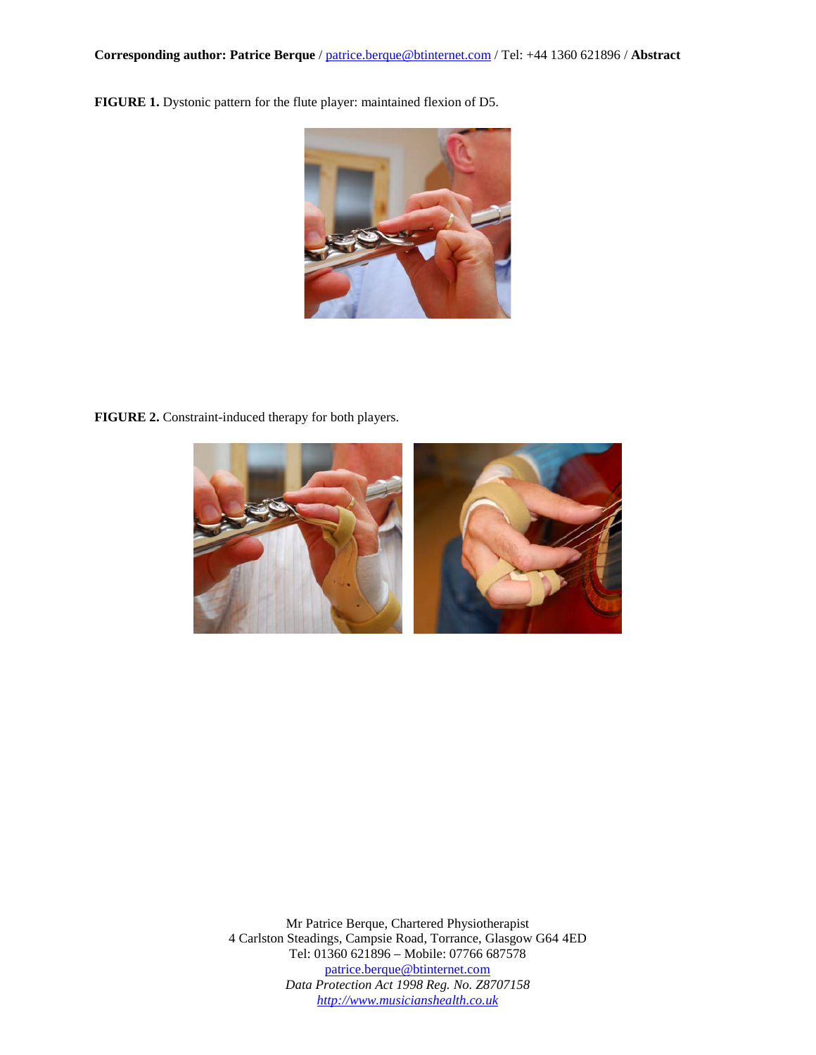**Corresponding author: Patrice Berque** / patrice.berque@btinternet.com / Tel: +44 1360 621896 / **Abstract**

**FIGURE 1.** Dystonic pattern for the flute player: maintained flexion of D5.

**FIGURE 2.** Constraint-induced therapy for both players.

Mr Patrice Berque, Chartered Physiotherapist
4 Carlston Steadings, Campsie Road, Torrance, Glasgow G64 4ED
Tel: 01360 621896 – Mobile: 07766 687578
patrice.berque@btinternet.com
*Data Protection Act 1998 Reg. No. Z8707158*
*http://www.musicianshealth.co.uk*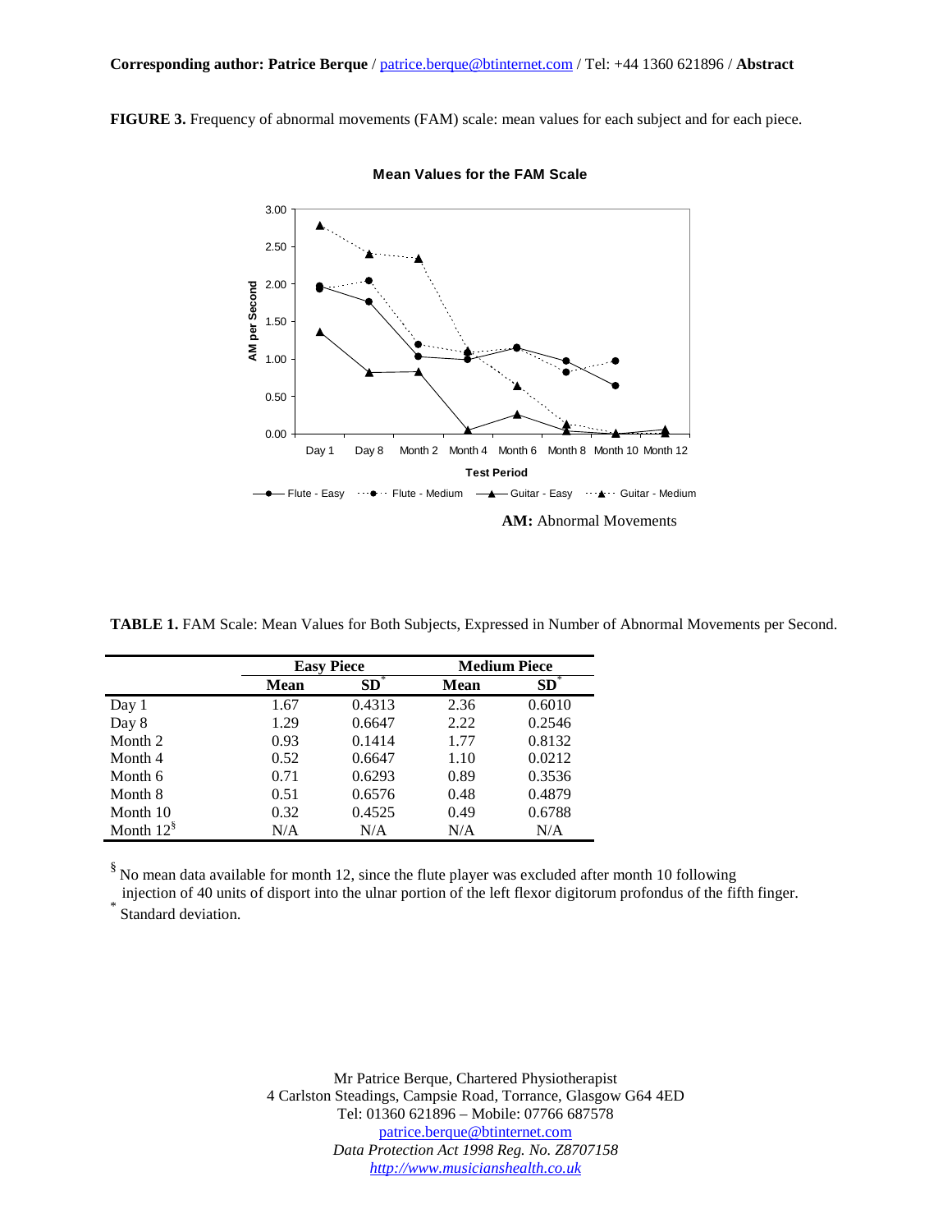**Corresponding author: Patrice Berque** / patrice.berque@btinternet.com / Tel: +44 1360 621896 / **Abstract**

**FIGURE 3.** Frequency of abnormal movements (FAM) scale: mean values for each subject and for each piece.

**AM:** Abnormal Movements

**TABLE 1.** FAM Scale: Mean Values for Both Subjects, Expressed in Number of Abnormal Movements per Second.

| | Easy Piece | | Medium Piece | |
|---|---|---|---|---|
| | Mean | SD* | Mean | SD* |
| Day 1 | 1.67 | 0.4313 | 2.36 | 0.6010 |
| Day 8 | 1.29 | 0.6647 | 2.22 | 0.2546 |
| Month 2 | 0.93 | 0.1414 | 1.77 | 0.8132 |
| Month 4 | 0.52 | 0.6647 | 1.10 | 0.0212 |
| Month 6 | 0.71 | 0.6293 | 0.89 | 0.3536 |
| Month 8 | 0.51 | 0.6576 | 0.48 | 0.4879 |
| Month 10 | 0.32 | 0.4525 | 0.49 | 0.6788 |
| Month 12§ | N/A | N/A | N/A | N/A |

§ No mean data available for month 12, since the flute player was excluded after month 10 following injection of 40 units of disport into the ulnar portion of the left flexor digitorum profondus of the fifth finger.
* Standard deviation.

Mr Patrice Berque, Chartered Physiotherapist
4 Carlston Steadings, Campsie Road, Torrance, Glasgow G64 4ED
Tel: 01360 621896 – Mobile: 07766 687578
patrice.berque@btinternet.com
*Data Protection Act 1998 Reg. No. Z8707158*
*http://www.musicianshealth.co.uk*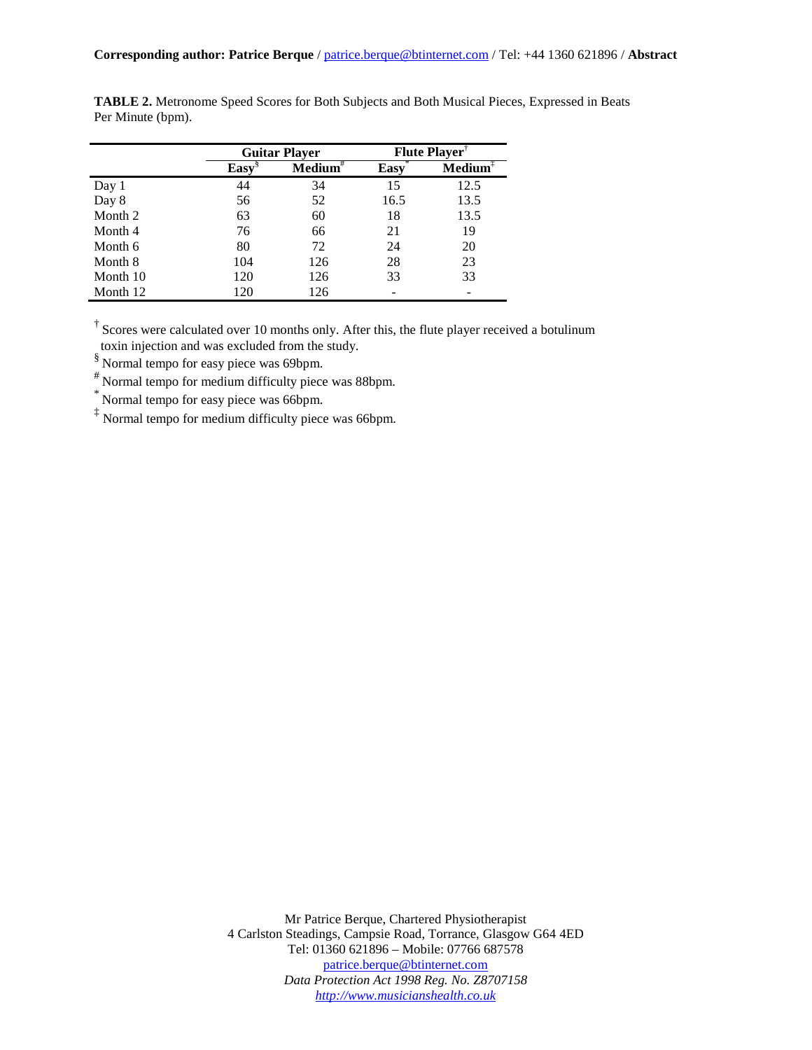**Corresponding author: Patrice Berque** / patrice.berque@btinternet.com / Tel: +44 1360 621896 / **Abstract**

**TABLE 2.** Metronome Speed Scores for Both Subjects and Both Musical Pieces, Expressed in Beats Per Minute (bpm).

| | **Guitar Player** | | **Flute Player**[†] | |
|---|---|---|---|---|
| | **Easy**[§] | **Medium**[#] | **Easy**[*] | **Medium**[‡] |
| Day 1 | 44 | 34 | 15 | 12.5 |
| Day 8 | 56 | 52 | 16.5 | 13.5 |
| Month 2 | 63 | 60 | 18 | 13.5 |
| Month 4 | 76 | 66 | 21 | 19 |
| Month 6 | 80 | 72 | 24 | 20 |
| Month 8 | 104 | 126 | 28 | 23 |
| Month 10 | 120 | 126 | 33 | 33 |
| Month 12 | 120 | 126 | - | - |

[†] Scores were calculated over 10 months only. After this, the flute player received a botulinum toxin injection and was excluded from the study.

[§] Normal tempo for easy piece was 69bpm.

[#] Normal tempo for medium difficulty piece was 88bpm.

[*] Normal tempo for easy piece was 66bpm.

[‡] Normal tempo for medium difficulty piece was 66bpm.

Mr Patrice Berque, Chartered Physiotherapist
4 Carlston Steadings, Campsie Road, Torrance, Glasgow G64 4ED
Tel: 01360 621896 – Mobile: 07766 687578
patrice.berque@btinternet.com
*Data Protection Act 1998 Reg. No. Z8707158*
*http://www.musicianshealth.co.uk*